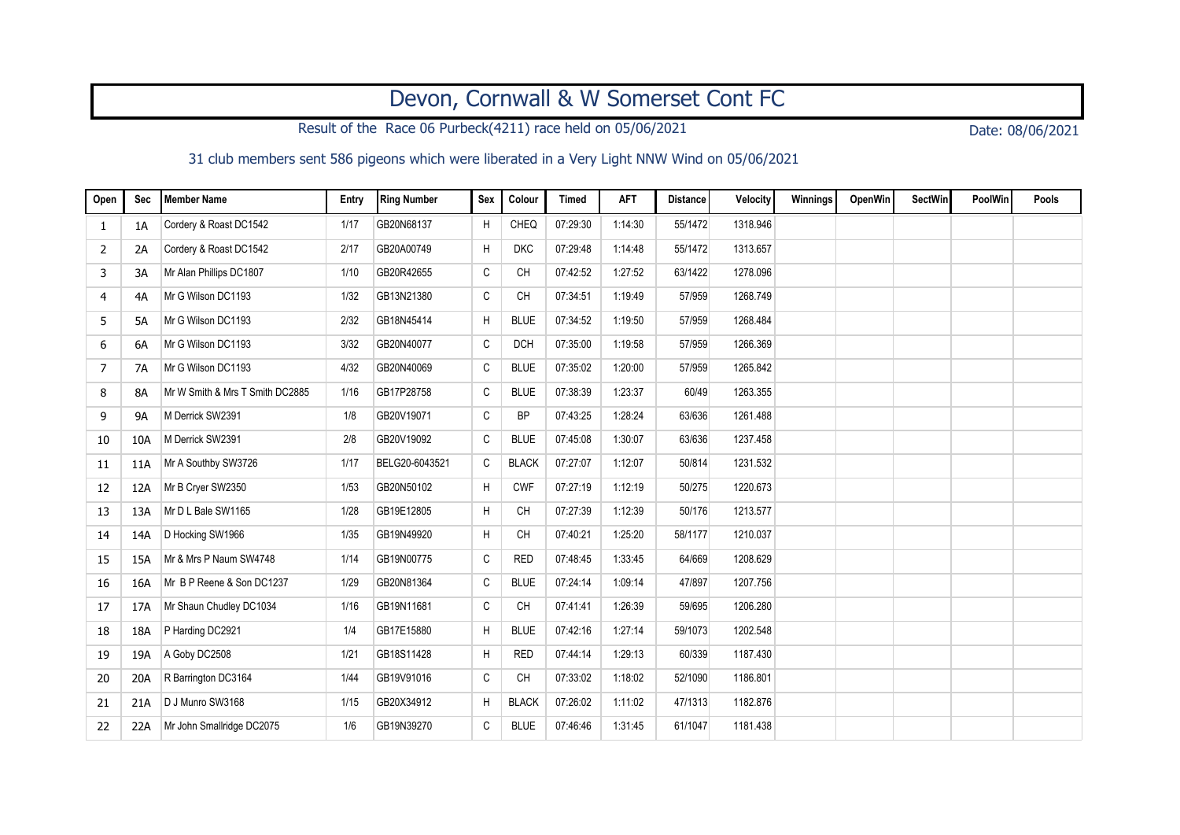# Devon, Cornwall & W Somerset Cont FC

Result of the Race 06 Purbeck(4211) race held on 05/06/2021

Date: 08/06/2021

31 club members sent 586 pigeons which were liberated in a Very Light NNW Wind on 05/06/2021

| Open | Sec | Member Name | Entry | Ring Number | Sex | Colour | Timed | AFT | Distance | Velocity | Winnings | OpenWin | SectWin | PoolWin | Pools |
|---|---|---|---|---|---|---|---|---|---|---|---|---|---|---|---|
| 1 | 1A | Cordery & Roast DC1542 | 1/17 | GB20N68137 | H | CHEQ | 07:29:30 | 1:14:30 | 55/1472 | 1318.946 | | | | | |
| 2 | 2A | Cordery & Roast DC1542 | 2/17 | GB20A00749 | H | DKC | 07:29:48 | 1:14:48 | 55/1472 | 1313.657 | | | | | |
| 3 | 3A | Mr Alan Phillips DC1807 | 1/10 | GB20R42655 | C | CH | 07:42:52 | 1:27:52 | 63/1422 | 1278.096 | | | | | |
| 4 | 4A | Mr G Wilson DC1193 | 1/32 | GB13N21380 | C | CH | 07:34:51 | 1:19:49 | 57/959 | 1268.749 | | | | | |
| 5 | 5A | Mr G Wilson DC1193 | 2/32 | GB18N45414 | H | BLUE | 07:34:52 | 1:19:50 | 57/959 | 1268.484 | | | | | |
| 6 | 6A | Mr G Wilson DC1193 | 3/32 | GB20N40077 | C | DCH | 07:35:00 | 1:19:58 | 57/959 | 1266.369 | | | | | |
| 7 | 7A | Mr G Wilson DC1193 | 4/32 | GB20N40069 | C | BLUE | 07:35:02 | 1:20:00 | 57/959 | 1265.842 | | | | | |
| 8 | 8A | Mr W Smith & Mrs T Smith DC2885 | 1/16 | GB17P28758 | C | BLUE | 07:38:39 | 1:23:37 | 60/49 | 1263.355 | | | | | |
| 9 | 9A | M Derrick SW2391 | 1/8 | GB20V19071 | C | BP | 07:43:25 | 1:28:24 | 63/636 | 1261.488 | | | | | |
| 10 | 10A | M Derrick SW2391 | 2/8 | GB20V19092 | C | BLUE | 07:45:08 | 1:30:07 | 63/636 | 1237.458 | | | | | |
| 11 | 11A | Mr A Southby SW3726 | 1/17 | BELG20-6043521 | C | BLACK | 07:27:07 | 1:12:07 | 50/814 | 1231.532 | | | | | |
| 12 | 12A | Mr B Cryer SW2350 | 1/53 | GB20N50102 | H | CWF | 07:27:19 | 1:12:19 | 50/275 | 1220.673 | | | | | |
| 13 | 13A | Mr D L Bale SW1165 | 1/28 | GB19E12805 | H | CH | 07:27:39 | 1:12:39 | 50/176 | 1213.577 | | | | | |
| 14 | 14A | D Hocking SW1966 | 1/35 | GB19N49920 | H | CH | 07:40:21 | 1:25:20 | 58/1177 | 1210.037 | | | | | |
| 15 | 15A | Mr & Mrs P Naum SW4748 | 1/14 | GB19N00775 | C | RED | 07:48:45 | 1:33:45 | 64/669 | 1208.629 | | | | | |
| 16 | 16A | Mr B P Reene & Son DC1237 | 1/29 | GB20N81364 | C | BLUE | 07:24:14 | 1:09:14 | 47/897 | 1207.756 | | | | | |
| 17 | 17A | Mr Shaun Chudley DC1034 | 1/16 | GB19N11681 | C | CH | 07:41:41 | 1:26:39 | 59/695 | 1206.280 | | | | | |
| 18 | 18A | P Harding DC2921 | 1/4 | GB17E15880 | H | BLUE | 07:42:16 | 1:27:14 | 59/1073 | 1202.548 | | | | | |
| 19 | 19A | A Goby DC2508 | 1/21 | GB18S11428 | H | RED | 07:44:14 | 1:29:13 | 60/339 | 1187.430 | | | | | |
| 20 | 20A | R Barrington DC3164 | 1/44 | GB19V91016 | C | CH | 07:33:02 | 1:18:02 | 52/1090 | 1186.801 | | | | | |
| 21 | 21A | D J Munro SW3168 | 1/15 | GB20X34912 | H | BLACK | 07:26:02 | 1:11:02 | 47/1313 | 1182.876 | | | | | |
| 22 | 22A | Mr John Smallridge DC2075 | 1/6 | GB19N39270 | C | BLUE | 07:46:46 | 1:31:45 | 61/1047 | 1181.438 | | | | | |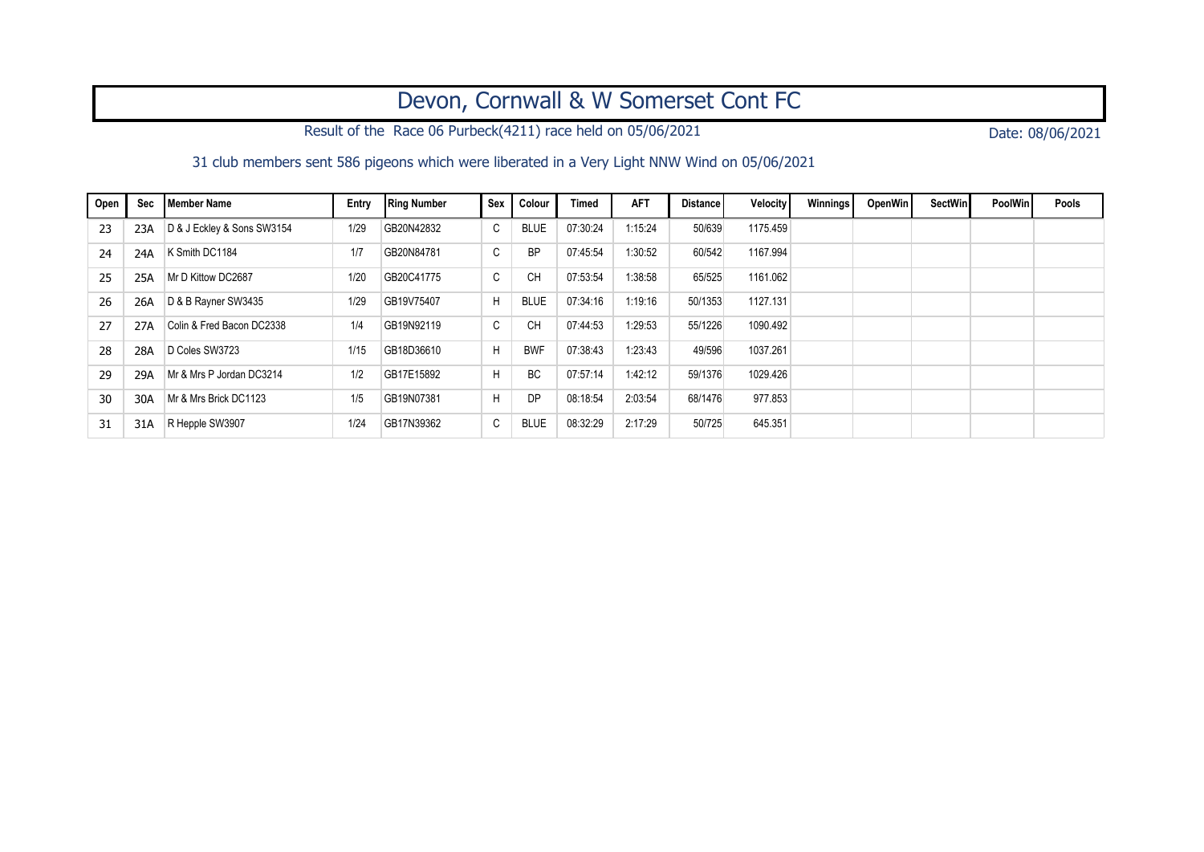# Devon, Cornwall & W Somerset Cont FC

Result of the Race 06 Purbeck(4211) race held on 05/06/2021

Date: 08/06/2021

31 club members sent 586 pigeons which were liberated in a Very Light NNW Wind on 05/06/2021

| Open | Sec | Member Name | Entry | Ring Number | Sex | Colour | Timed | AFT | Distance | Velocity | Winnings | OpenWin | SectWin | PoolWin | Pools |
|---|---|---|---|---|---|---|---|---|---|---|---|---|---|---|---|
| 23 | 23A | D & J Eckley & Sons SW3154 | 1/29 | GB20N42832 | C | BLUE | 07:30:24 | 1:15:24 | 50/639 | 1175.459 | | | | | |
| 24 | 24A | K Smith DC1184 | 1/7 | GB20N84781 | C | BP | 07:45:54 | 1:30:52 | 60/542 | 1167.994 | | | | | |
| 25 | 25A | Mr D Kittow DC2687 | 1/20 | GB20C41775 | C | CH | 07:53:54 | 1:38:58 | 65/525 | 1161.062 | | | | | |
| 26 | 26A | D & B Rayner SW3435 | 1/29 | GB19V75407 | H | BLUE | 07:34:16 | 1:19:16 | 50/1353 | 1127.131 | | | | | |
| 27 | 27A | Colin & Fred Bacon DC2338 | 1/4 | GB19N92119 | C | CH | 07:44:53 | 1:29:53 | 55/1226 | 1090.492 | | | | | |
| 28 | 28A | D Coles SW3723 | 1/15 | GB18D36610 | H | BWF | 07:38:43 | 1:23:43 | 49/596 | 1037.261 | | | | | |
| 29 | 29A | Mr & Mrs P Jordan DC3214 | 1/2 | GB17E15892 | H | BC | 07:57:14 | 1:42:12 | 59/1376 | 1029.426 | | | | | |
| 30 | 30A | Mr & Mrs Brick DC1123 | 1/5 | GB19N07381 | H | DP | 08:18:54 | 2:03:54 | 68/1476 | 977.853 | | | | | |
| 31 | 31A | R Hepple SW3907 | 1/24 | GB17N39362 | C | BLUE | 08:32:29 | 2:17:29 | 50/725 | 645.351 | | | | | |